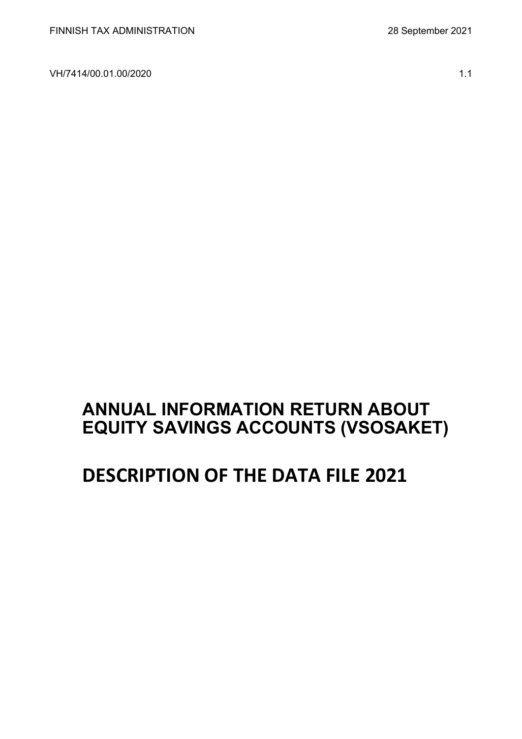FINNISH TAX ADMINISTRATION 28 September 2021

VH/7414/00.01.00/2020 1.1

# ANNUAL INFORMATION RETURN ABOUT EQUITY SAVINGS ACCOUNTS (VSOSAKET)

# DESCRIPTION OF THE DATA FILE 2021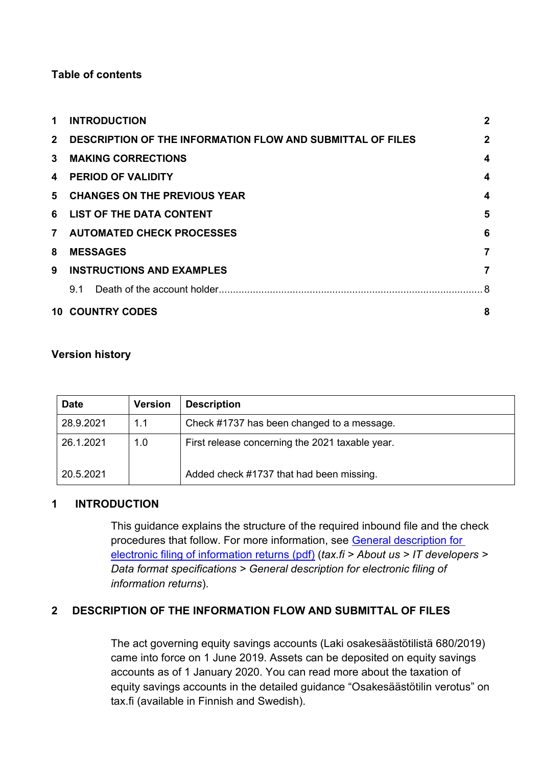**Table of contents**

| | | |
|---|---|---|
| 1 | **INTRODUCTION** | 2 |
| 2 | **DESCRIPTION OF THE INFORMATION FLOW AND SUBMITTAL OF FILES** | 2 |
| 3 | **MAKING CORRECTIONS** | 4 |
| 4 | **PERIOD OF VALIDITY** | 4 |
| 5 | **CHANGES ON THE PREVIOUS YEAR** | 4 |
| 6 | **LIST OF THE DATA CONTENT** | 5 |
| 7 | **AUTOMATED CHECK PROCESSES** | 6 |
| 8 | **MESSAGES** | 7 |
| 9 | **INSTRUCTIONS AND EXAMPLES** | 7 |
| | 9.1 Death of the account holder | 8 |
| 10 | **COUNTRY CODES** | 8 |

**Version history**

| Date | Version | Description |
|---|---|---|
| 28.9.2021 | 1.1 | Check #1737 has been changed to a message. |
| 26.1.2021<br><br>20.5.2021 | 1.0 | First release concerning the 2021 taxable year.<br><br>Added check #1737 that had been missing. |

## 1 INTRODUCTION

This guidance explains the structure of the required inbound file and the check procedures that follow. For more information, see [General description for electronic filing of information returns (pdf)](#) (*tax.fi > About us > IT developers > Data format specifications > General description for electronic filing of information returns*).

## 2 DESCRIPTION OF THE INFORMATION FLOW AND SUBMITTAL OF FILES

The act governing equity savings accounts (Laki osakesäästötilistä 680/2019) came into force on 1 June 2019. Assets can be deposited on equity savings accounts as of 1 January 2020. You can read more about the taxation of equity savings accounts in the detailed guidance "Osakesäästötilin verotus" on tax.fi (available in Finnish and Swedish).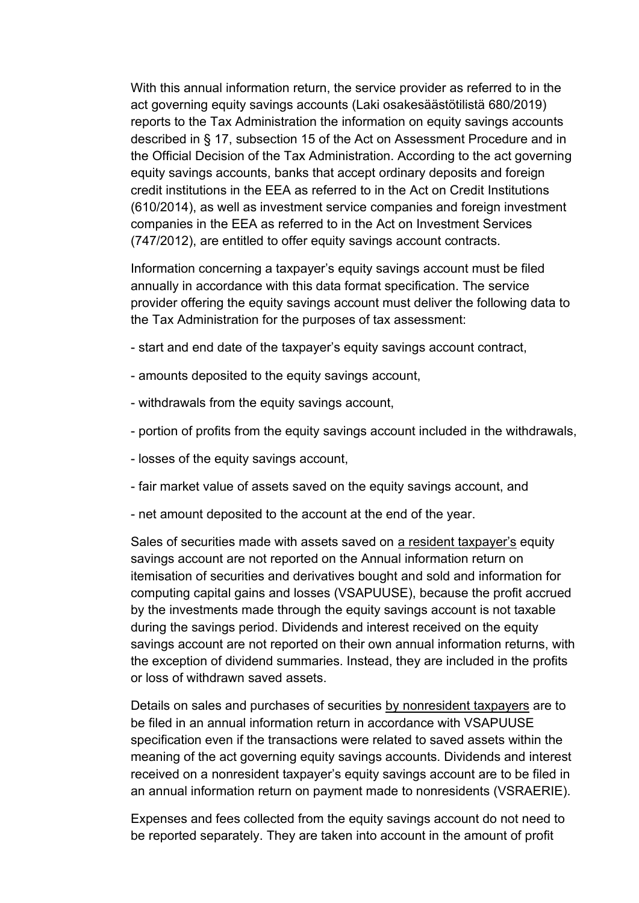With this annual information return, the service provider as referred to in the act governing equity savings accounts (Laki osakesäästötilistä 680/2019) reports to the Tax Administration the information on equity savings accounts described in § 17, subsection 15 of the Act on Assessment Procedure and in the Official Decision of the Tax Administration. According to the act governing equity savings accounts, banks that accept ordinary deposits and foreign credit institutions in the EEA as referred to in the Act on Credit Institutions (610/2014), as well as investment service companies and foreign investment companies in the EEA as referred to in the Act on Investment Services (747/2012), are entitled to offer equity savings account contracts.

Information concerning a taxpayer's equity savings account must be filed annually in accordance with this data format specification. The service provider offering the equity savings account must deliver the following data to the Tax Administration for the purposes of tax assessment:

- start and end date of the taxpayer's equity savings account contract,
- amounts deposited to the equity savings account,
- withdrawals from the equity savings account,
- portion of profits from the equity savings account included in the withdrawals,
- losses of the equity savings account,
- fair market value of assets saved on the equity savings account, and
- net amount deposited to the account at the end of the year.

Sales of securities made with assets saved on a resident taxpayer's equity savings account are not reported on the Annual information return on itemisation of securities and derivatives bought and sold and information for computing capital gains and losses (VSAPUUSE), because the profit accrued by the investments made through the equity savings account is not taxable during the savings period. Dividends and interest received on the equity savings account are not reported on their own annual information returns, with the exception of dividend summaries. Instead, they are included in the profits or loss of withdrawn saved assets.

Details on sales and purchases of securities by nonresident taxpayers are to be filed in an annual information return in accordance with VSAPUUSE specification even if the transactions were related to saved assets within the meaning of the act governing equity savings accounts. Dividends and interest received on a nonresident taxpayer's equity savings account are to be filed in an annual information return on payment made to nonresidents (VSRAERIE).

Expenses and fees collected from the equity savings account do not need to be reported separately. They are taken into account in the amount of profit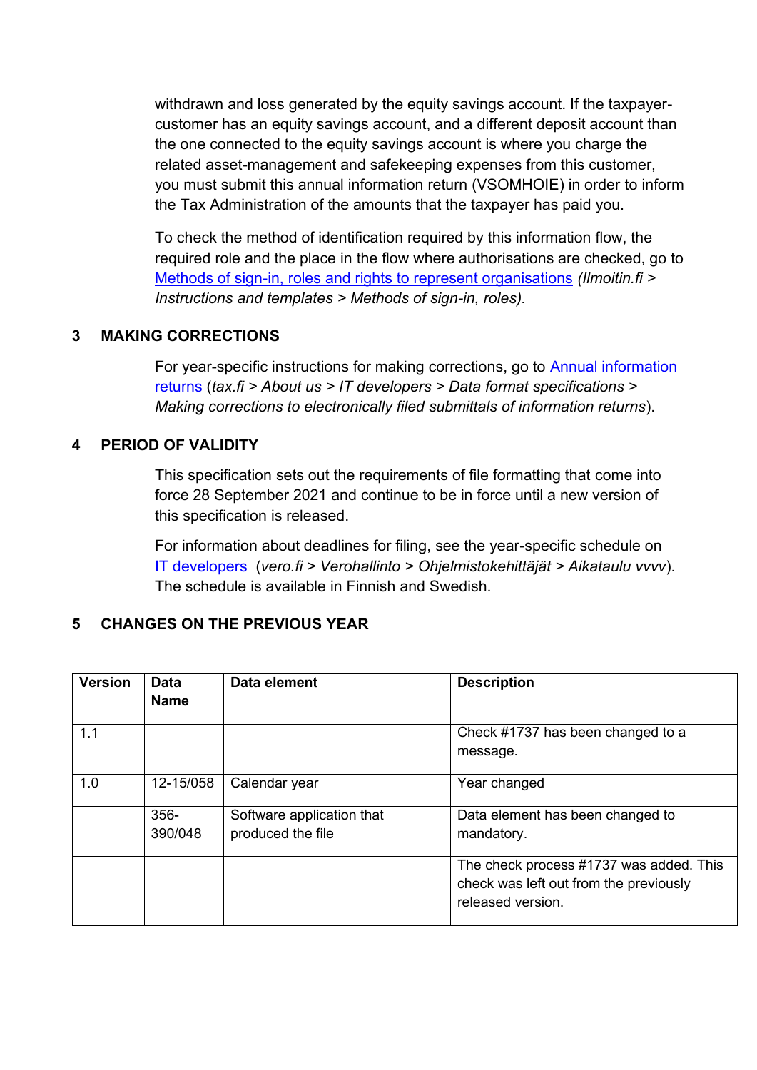withdrawn and loss generated by the equity savings account. If the taxpayer-customer has an equity savings account, and a different deposit account than the one connected to the equity savings account is where you charge the related asset-management and safekeeping expenses from this customer, you must submit this annual information return (VSOMHOIE) in order to inform the Tax Administration of the amounts that the taxpayer has paid you.

To check the method of identification required by this information flow, the required role and the place in the flow where authorisations are checked, go to [Methods of sign-in, roles and rights to represent organisations](#) *(Ilmoitin.fi > Instructions and templates > Methods of sign-in, roles).*

## 3 MAKING CORRECTIONS

For year-specific instructions for making corrections, go to [Annual information returns](#) (*tax.fi > About us > IT developers > Data format specifications > Making corrections to electronically filed submittals of information returns*).

## 4 PERIOD OF VALIDITY

This specification sets out the requirements of file formatting that come into force 28 September 2021 and continue to be in force until a new version of this specification is released.

For information about deadlines for filing, see the year-specific schedule on [IT developers](#) (*vero.fi > Verohallinto > Ohjelmistokehittäjät > Aikataulu vvvv*). The schedule is available in Finnish and Swedish.

## 5 CHANGES ON THE PREVIOUS YEAR

| Version | Data Name | Data element | Description |
|---|---|---|---|
| 1.1 | | | Check #1737 has been changed to a message. |
| 1.0 | 12-15/058 | Calendar year | Year changed |
| | 356-390/048 | Software application that produced the file | Data element has been changed to mandatory. |
| | | | The check process #1737 was added. This check was left out from the previously released version. |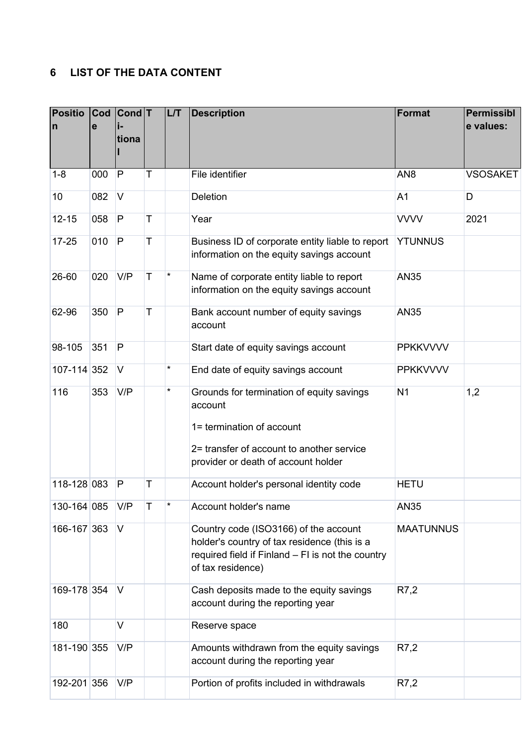## 6 LIST OF THE DATA CONTENT

| Position | Code | Conditional | T | L/T | Description | Format | Permissible values: |
|---|---|---|---|---|---|---|---|
| 1-8 | 000 | P | T | | File identifier | AN8 | VSOSAKET |
| 10 | 082 | V | | | Deletion | A1 | D |
| 12-15 | 058 | P | T | | Year | VVVV | 2021 |
| 17-25 | 010 | P | T | | Business ID of corporate entity liable to report information on the equity savings account | YTUNNUS | |
| 26-60 | 020 | V/P | T | * | Name of corporate entity liable to report information on the equity savings account | AN35 | |
| 62-96 | 350 | P | T | | Bank account number of equity savings account | AN35 | |
| 98-105 | 351 | P | | | Start date of equity savings account | PPKKVVVV | |
| 107-114 | 352 | V | | * | End date of equity savings account | PPKKVVVV | |
| 116 | 353 | V/P | | * | Grounds for termination of equity savings account<br><br>1= termination of account<br><br>2= transfer of account to another service provider or death of account holder | N1 | 1,2 |
| 118-128 | 083 | P | T | | Account holder's personal identity code | HETU | |
| 130-164 | 085 | V/P | T | * | Account holder's name | AN35 | |
| 166-167 | 363 | V | | | Country code (ISO3166) of the account holder's country of tax residence (this is a required field if Finland – FI is not the country of tax residence) | MAATUNNUS | |
| 169-178 | 354 | V | | | Cash deposits made to the equity savings account during the reporting year | R7,2 | |
| 180 | | V | | | Reserve space | | |
| 181-190 | 355 | V/P | | | Amounts withdrawn from the equity savings account during the reporting year | R7,2 | |
| 192-201 | 356 | V/P | | | Portion of profits included in withdrawals | R7,2 | |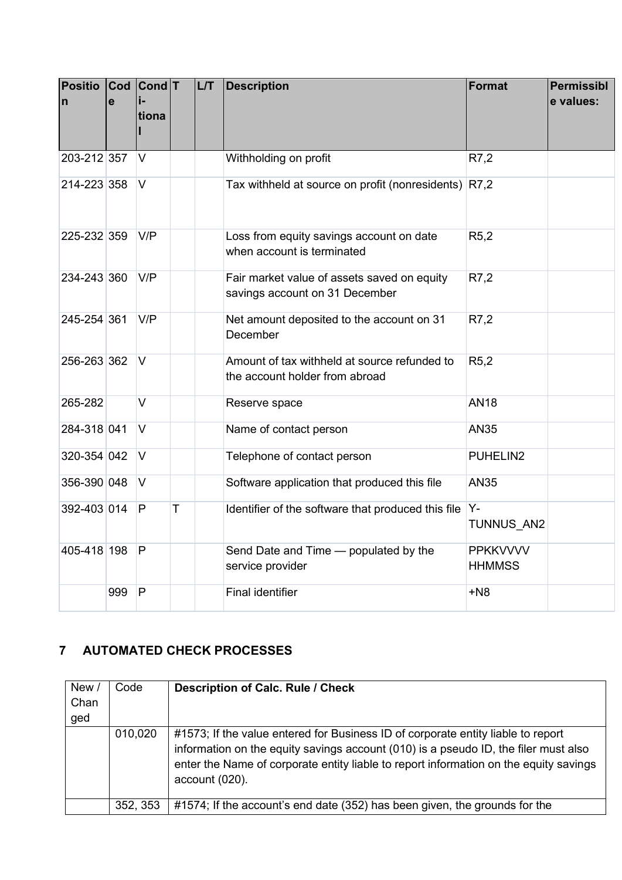| Position | Code | Conditional | T | L/T | Description | Format | Permissible values: |
|---|---|---|---|---|---|---|---|
| 203-212 | 357 | V | | | Withholding on profit | R7,2 | |
| 214-223 | 358 | V | | | Tax withheld at source on profit (nonresidents) | R7,2 | |
| 225-232 | 359 | V/P | | | Loss from equity savings account on date when account is terminated | R5,2 | |
| 234-243 | 360 | V/P | | | Fair market value of assets saved on equity savings account on 31 December | R7,2 | |
| 245-254 | 361 | V/P | | | Net amount deposited to the account on 31 December | R7,2 | |
| 256-263 | 362 | V | | | Amount of tax withheld at source refunded to the account holder from abroad | R5,2 | |
| 265-282 | | V | | | Reserve space | AN18 | |
| 284-318 | 041 | V | | | Name of contact person | AN35 | |
| 320-354 | 042 | V | | | Telephone of contact person | PUHELIN2 | |
| 356-390 | 048 | V | | | Software application that produced this file | AN35 | |
| 392-403 | 014 | P | T | | Identifier of the software that produced this file | Y-TUNNUS_AN2 | |
| 405-418 | 198 | P | | | Send Date and Time — populated by the service provider | PPKKVVVV HHMMSS | |
| | 999 | P | | | Final identifier | +N8 | |

## 7 AUTOMATED CHECK PROCESSES

| New / Changed | Code | Description of Calc. Rule / Check |
|---|---|---|
| | 010,020 | #1573; If the value entered for Business ID of corporate entity liable to report information on the equity savings account (010) is a pseudo ID, the filer must also enter the Name of corporate entity liable to report information on the equity savings account (020). |
| | 352, 353 | #1574; If the account's end date (352) has been given, the grounds for the |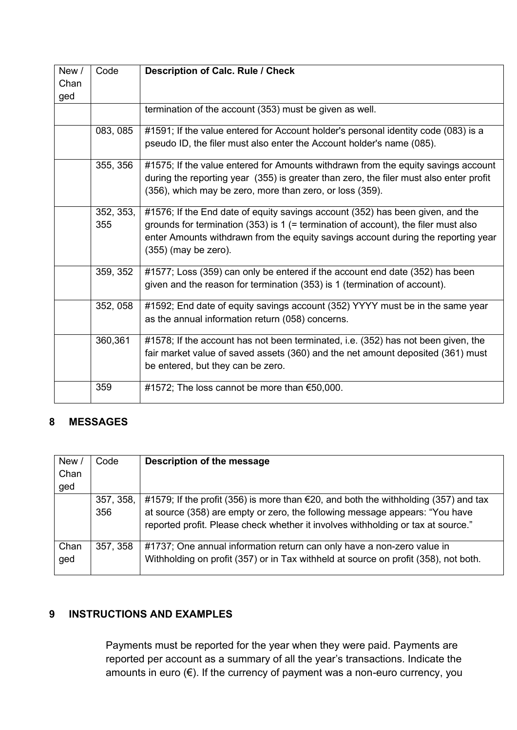| New / Changed | Code | **Description of Calc. Rule / Check** |
|---|---|---|
| | | termination of the account (353) must be given as well. |
| | 083, 085 | #1591; If the value entered for Account holder's personal identity code (083) is a pseudo ID, the filer must also enter the Account holder's name (085). |
| | 355, 356 | #1575; If the value entered for Amounts withdrawn from the equity savings account during the reporting year (355) is greater than zero, the filer must also enter profit (356), which may be zero, more than zero, or loss (359). |
| | 352, 353, 355 | #1576; If the End date of equity savings account (352) has been given, and the grounds for termination (353) is 1 (= termination of account), the filer must also enter Amounts withdrawn from the equity savings account during the reporting year (355) (may be zero). |
| | 359, 352 | #1577; Loss (359) can only be entered if the account end date (352) has been given and the reason for termination (353) is 1 (termination of account). |
| | 352, 058 | #1592; End date of equity savings account (352) YYYY must be in the same year as the annual information return (058) concerns. |
| | 360,361 | #1578; If the account has not been terminated, i.e. (352) has not been given, the fair market value of saved assets (360) and the net amount deposited (361) must be entered, but they can be zero. |
| | 359 | #1572; The loss cannot be more than €50,000. |

## 8 MESSAGES

| New / Changed | Code | **Description of the message** |
|---|---|---|
| | 357, 358, 356 | #1579; If the profit (356) is more than €20, and both the withholding (357) and tax at source (358) are empty or zero, the following message appears: "You have reported profit. Please check whether it involves withholding or tax at source." |
| Changed | 357, 358 | #1737; One annual information return can only have a non-zero value in Withholding on profit (357) or in Tax withheld at source on profit (358), not both. |

## 9 INSTRUCTIONS AND EXAMPLES

Payments must be reported for the year when they were paid. Payments are reported per account as a summary of all the year's transactions. Indicate the amounts in euro (€). If the currency of payment was a non-euro currency, you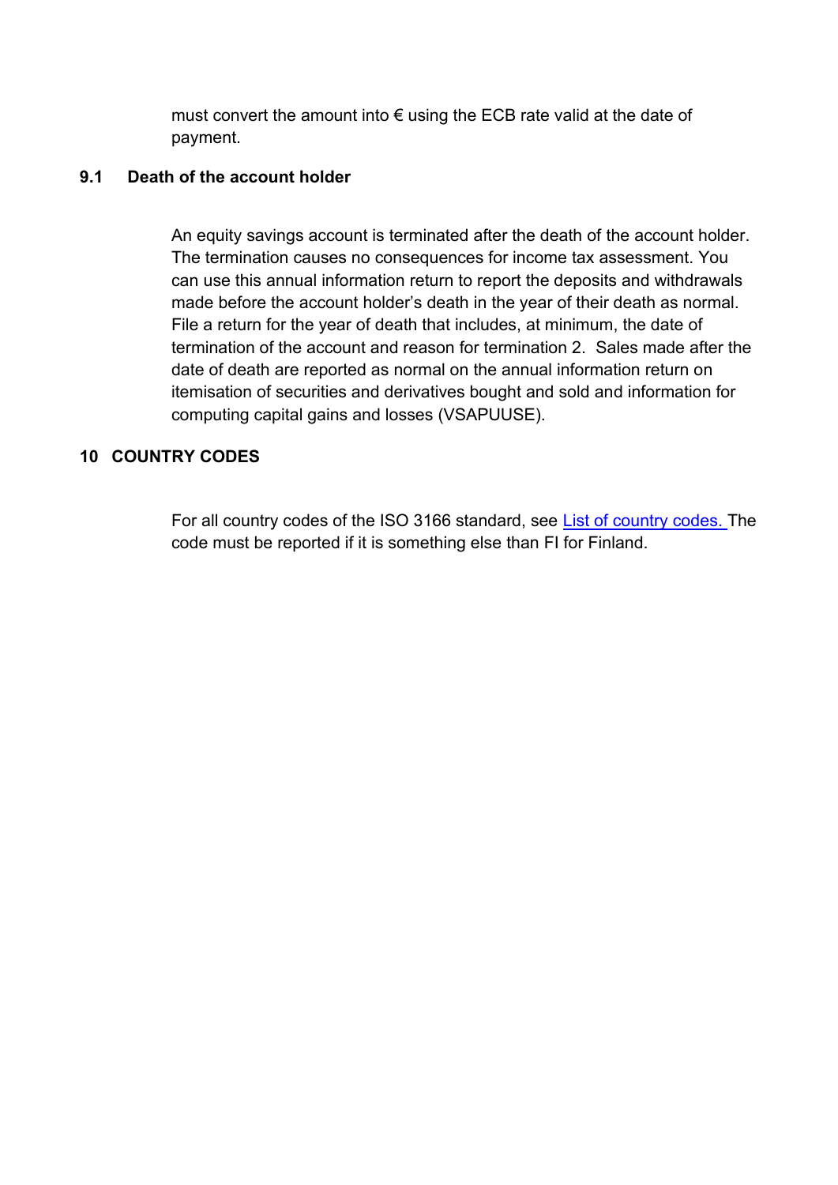must convert the amount into € using the ECB rate valid at the date of payment.

### 9.1 Death of the account holder

An equity savings account is terminated after the death of the account holder. The termination causes no consequences for income tax assessment. You can use this annual information return to report the deposits and withdrawals made before the account holder's death in the year of their death as normal. File a return for the year of death that includes, at minimum, the date of termination of the account and reason for termination 2. Sales made after the date of death are reported as normal on the annual information return on itemisation of securities and derivatives bought and sold and information for computing capital gains and losses (VSAPUUSE).

## 10 COUNTRY CODES

For all country codes of the ISO 3166 standard, see List of country codes. The code must be reported if it is something else than FI for Finland.